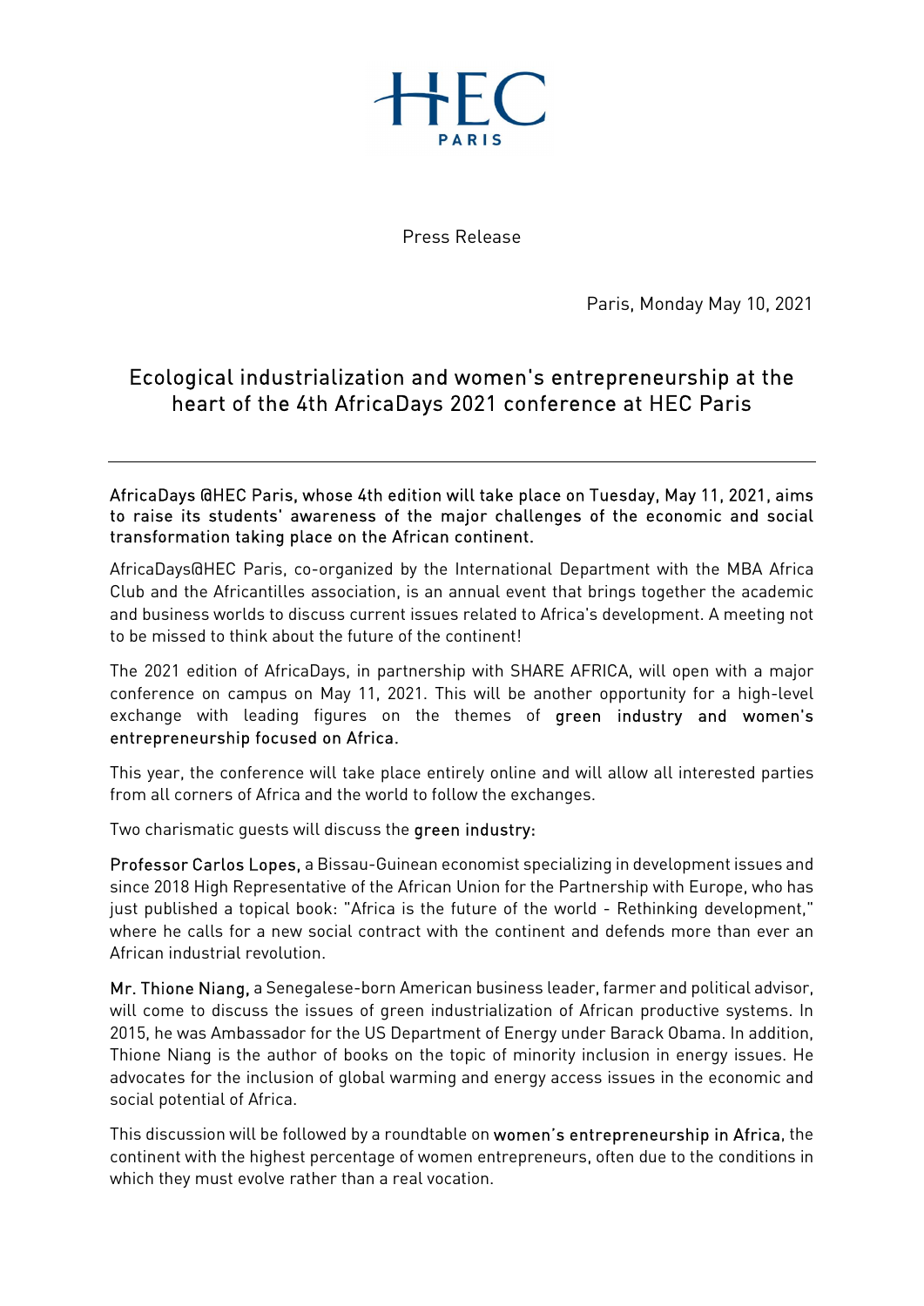HEC PARIS

Press Release

Paris, Monday May 10, 2021

# Ecological industrialization and women's entrepreneurship at the heart of the 4th AfricaDays 2021 conference at HEC Paris

**AfricaDays @HEC Paris, whose 4th edition will take place on Tuesday, May 11, 2021, aims to raise its students' awareness of the major challenges of the economic and social transformation taking place on the African continent.**

AfricaDays@HEC Paris, co-organized by the International Department with the MBA Africa Club and the Africantilles association, is an annual event that brings together the academic and business worlds to discuss current issues related to Africa's development. A meeting not to be missed to think about the future of the continent!

The 2021 edition of AfricaDays, in partnership with SHARE AFRICA, will open with a major conference on campus on May 11, 2021. This will be another opportunity for a high-level exchange with leading figures on the themes of **green industry and women's entrepreneurship focused on Africa.**

This year, the conference will take place entirely online and will allow all interested parties from all corners of Africa and the world to follow the exchanges.

Two charismatic guests will discuss the **green industry:**

**Professor Carlos Lopes,** a Bissau-Guinean economist specializing in development issues and since 2018 High Representative of the African Union for the Partnership with Europe, who has just published a topical book: "Africa is the future of the world - Rethinking development," where he calls for a new social contract with the continent and defends more than ever an African industrial revolution.

**Mr. Thione Niang,** a Senegalese-born American business leader, farmer and political advisor, will come to discuss the issues of green industrialization of African productive systems. In 2015, he was Ambassador for the US Department of Energy under Barack Obama. In addition, Thione Niang is the author of books on the topic of minority inclusion in energy issues. He advocates for the inclusion of global warming and energy access issues in the economic and social potential of Africa.

This discussion will be followed by a roundtable on **women's entrepreneurship in Africa**, the continent with the highest percentage of women entrepreneurs, often due to the conditions in which they must evolve rather than a real vocation.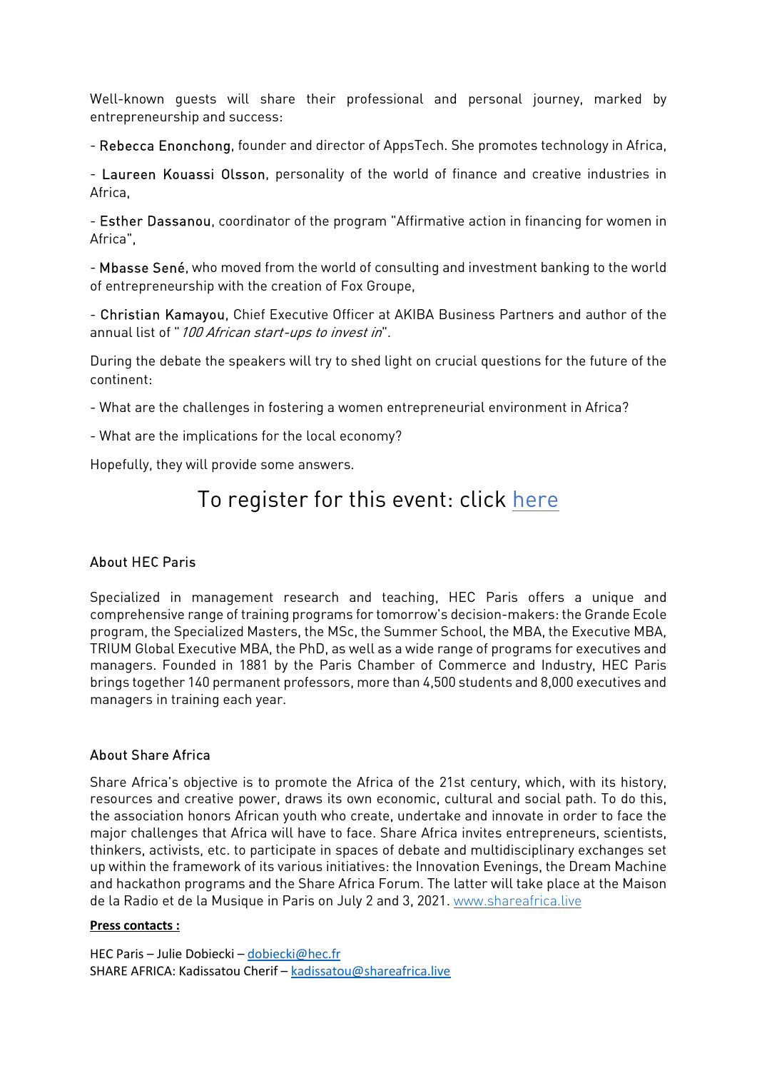Well-known guests will share their professional and personal journey, marked by entrepreneurship and success:

- Rebecca Enonchong, founder and director of AppsTech. She promotes technology in Africa,

- Laureen Kouassi Olsson, personality of the world of finance and creative industries in Africa,

- Esther Dassanou, coordinator of the program "Affirmative action in financing for women in Africa",

- Mbasse Sené, who moved from the world of consulting and investment banking to the world of entrepreneurship with the creation of Fox Groupe,

- Christian Kamayou, Chief Executive Officer at AKIBA Business Partners and author of the annual list of "*100 African start-ups to invest in*".

During the debate the speakers will try to shed light on crucial questions for the future of the continent:

- What are the challenges in fostering a women entrepreneurial environment in Africa?

- What are the implications for the local economy?

Hopefully, they will provide some answers.

## To register for this event: click here

### About HEC Paris

Specialized in management research and teaching, HEC Paris offers a unique and comprehensive range of training programs for tomorrow's decision-makers: the Grande Ecole program, the Specialized Masters, the MSc, the Summer School, the MBA, the Executive MBA, TRIUM Global Executive MBA, the PhD, as well as a wide range of programs for executives and managers. Founded in 1881 by the Paris Chamber of Commerce and Industry, HEC Paris brings together 140 permanent professors, more than 4,500 students and 8,000 executives and managers in training each year.

### About Share Africa

Share Africa's objective is to promote the Africa of the 21st century, which, with its history, resources and creative power, draws its own economic, cultural and social path. To do this, the association honors African youth who create, undertake and innovate in order to face the major challenges that Africa will have to face. Share Africa invites entrepreneurs, scientists, thinkers, activists, etc. to participate in spaces of debate and multidisciplinary exchanges set up within the framework of its various initiatives: the Innovation Evenings, the Dream Machine and hackathon programs and the Share Africa Forum. The latter will take place at the Maison de la Radio et de la Musique in Paris on July 2 and 3, 2021. www.shareafrica.live

**Press contacts :**

HEC Paris – Julie Dobiecki – dobiecki@hec.fr
SHARE AFRICA: Kadissatou Cherif – kadissatou@shareafrica.live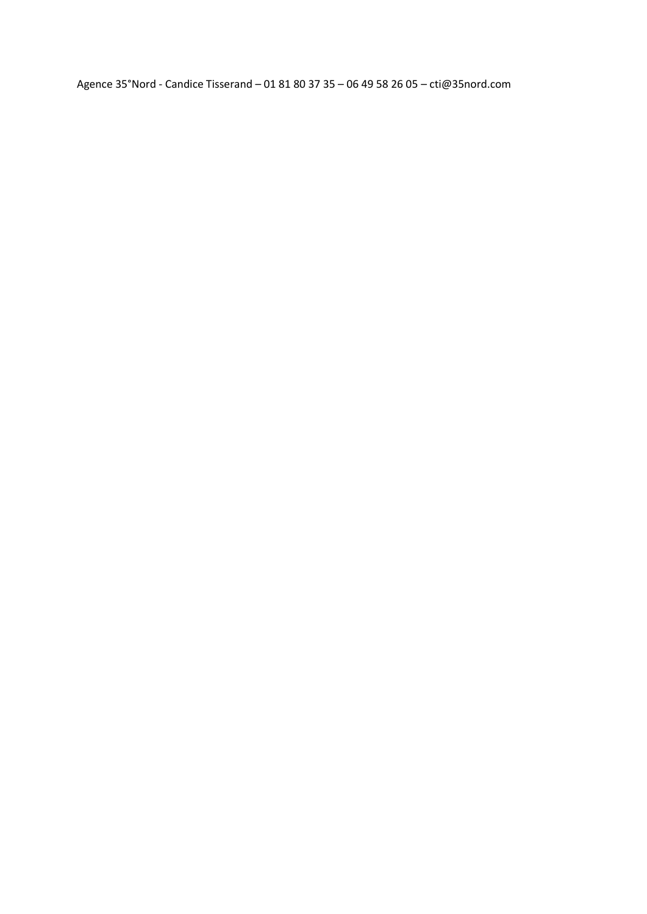Agence 35°Nord - Candice Tisserand – 01 81 80 37 35 – 06 49 58 26 05 – cti@35nord.com